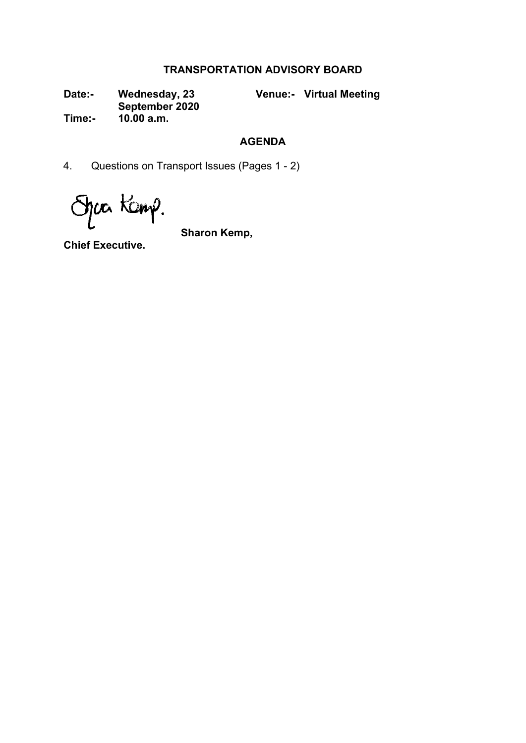# TRANSPORTATION ADVISORY BOARD

| | | | |
|---|---|---|---|
| **Date:-** | **Wednesday, 23 September 2020** | **Venue:-** | **Virtual Meeting** |
| **Time:-** | **10.00 a.m.** | | |

## AGENDA

4. Questions on Transport Issues (Pages 1 - 2)

**Sharon Kemp,**
**Chief Executive.**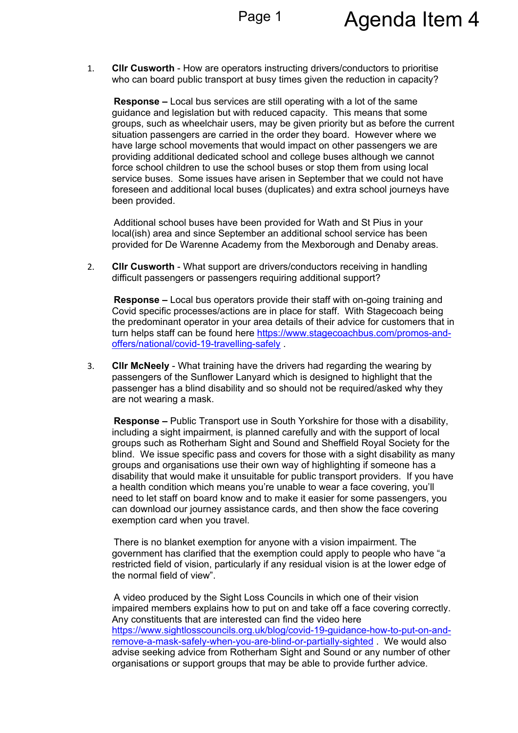# Agenda Item 4

1. **Cllr Cusworth** - How are operators instructing drivers/conductors to prioritise who can board public transport at busy times given the reduction in capacity?

   **Response –** Local bus services are still operating with a lot of the same guidance and legislation but with reduced capacity. This means that some groups, such as wheelchair users, may be given priority but as before the current situation passengers are carried in the order they board. However where we have large school movements that would impact on other passengers we are providing additional dedicated school and college buses although we cannot force school children to use the school buses or stop them from using local service buses. Some issues have arisen in September that we could not have foreseen and additional local buses (duplicates) and extra school journeys have been provided.

   Additional school buses have been provided for Wath and St Pius in your local(ish) area and since September an additional school service has been provided for De Warenne Academy from the Mexborough and Denaby areas.

2. **Cllr Cusworth** - What support are drivers/conductors receiving in handling difficult passengers or passengers requiring additional support?

   **Response –** Local bus operators provide their staff with on-going training and Covid specific processes/actions are in place for staff. With Stagecoach being the predominant operator in your area details of their advice for customers that in turn helps staff can be found here https://www.stagecoachbus.com/promos-and-offers/national/covid-19-travelling-safely .

3. **Cllr McNeely** - What training have the drivers had regarding the wearing by passengers of the Sunflower Lanyard which is designed to highlight that the passenger has a blind disability and so should not be required/asked why they are not wearing a mask.

   **Response –** Public Transport use in South Yorkshire for those with a disability, including a sight impairment, is planned carefully and with the support of local groups such as Rotherham Sight and Sound and Sheffield Royal Society for the blind. We issue specific pass and covers for those with a sight disability as many groups and organisations use their own way of highlighting if someone has a disability that would make it unsuitable for public transport providers. If you have a health condition which means you're unable to wear a face covering, you'll need to let staff on board know and to make it easier for some passengers, you can download our journey assistance cards, and then show the face covering exemption card when you travel.

   There is no blanket exemption for anyone with a vision impairment. The government has clarified that the exemption could apply to people who have "a restricted field of vision, particularly if any residual vision is at the lower edge of the normal field of view".

   A video produced by the Sight Loss Councils in which one of their vision impaired members explains how to put on and take off a face covering correctly. Any constituents that are interested can find the video here https://www.sightlosscouncils.org.uk/blog/covid-19-guidance-how-to-put-on-and-remove-a-mask-safely-when-you-are-blind-or-partially-sighted . We would also advise seeking advice from Rotherham Sight and Sound or any number of other organisations or support groups that may be able to provide further advice.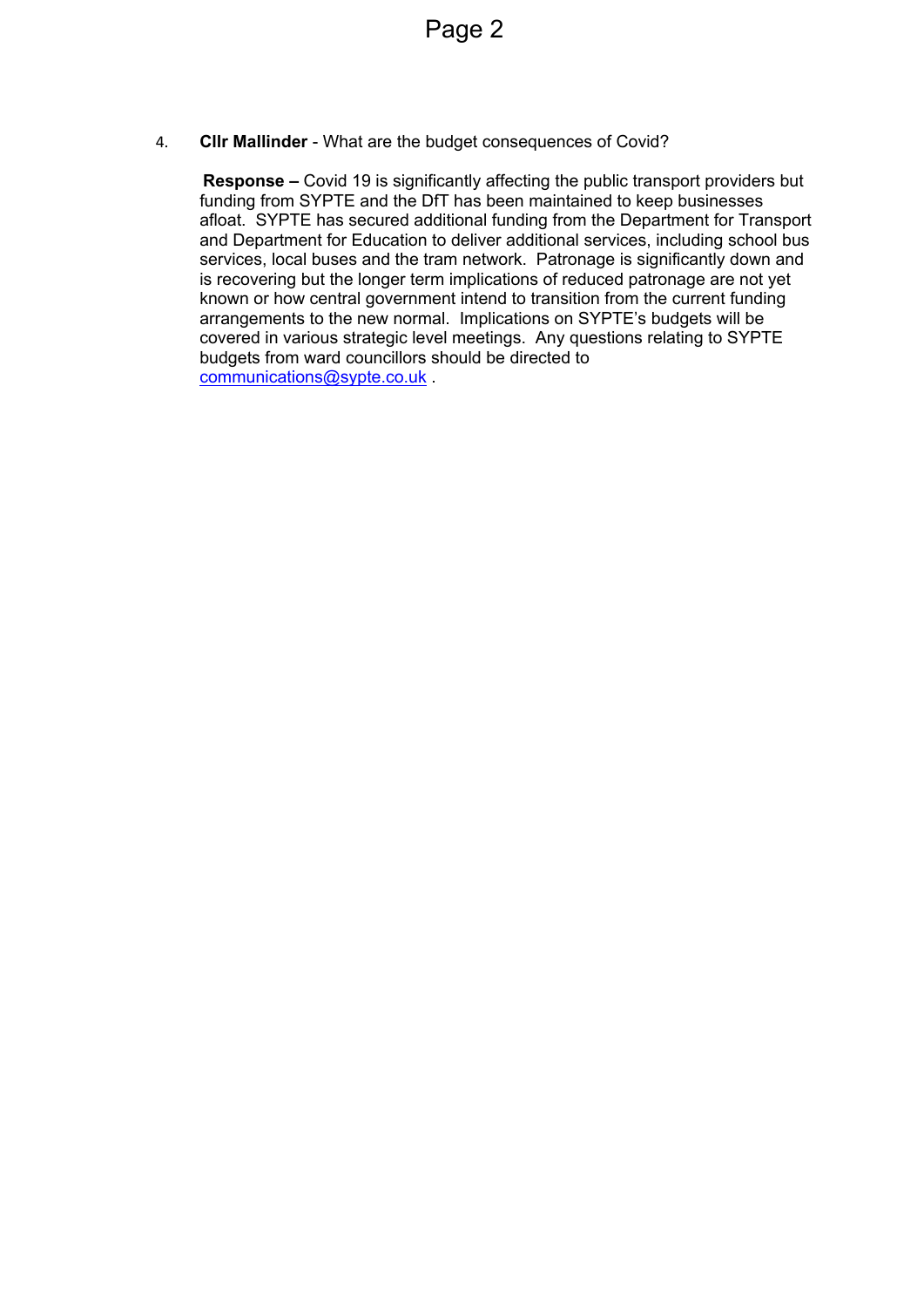4. **Cllr Mallinder** - What are the budget consequences of Covid?

**Response –** Covid 19 is significantly affecting the public transport providers but funding from SYPTE and the DfT has been maintained to keep businesses afloat. SYPTE has secured additional funding from the Department for Transport and Department for Education to deliver additional services, including school bus services, local buses and the tram network. Patronage is significantly down and is recovering but the longer term implications of reduced patronage are not yet known or how central government intend to transition from the current funding arrangements to the new normal. Implications on SYPTE's budgets will be covered in various strategic level meetings. Any questions relating to SYPTE budgets from ward councillors should be directed to [communications@sypte.co.uk](mailto:communications@sypte.co.uk) .